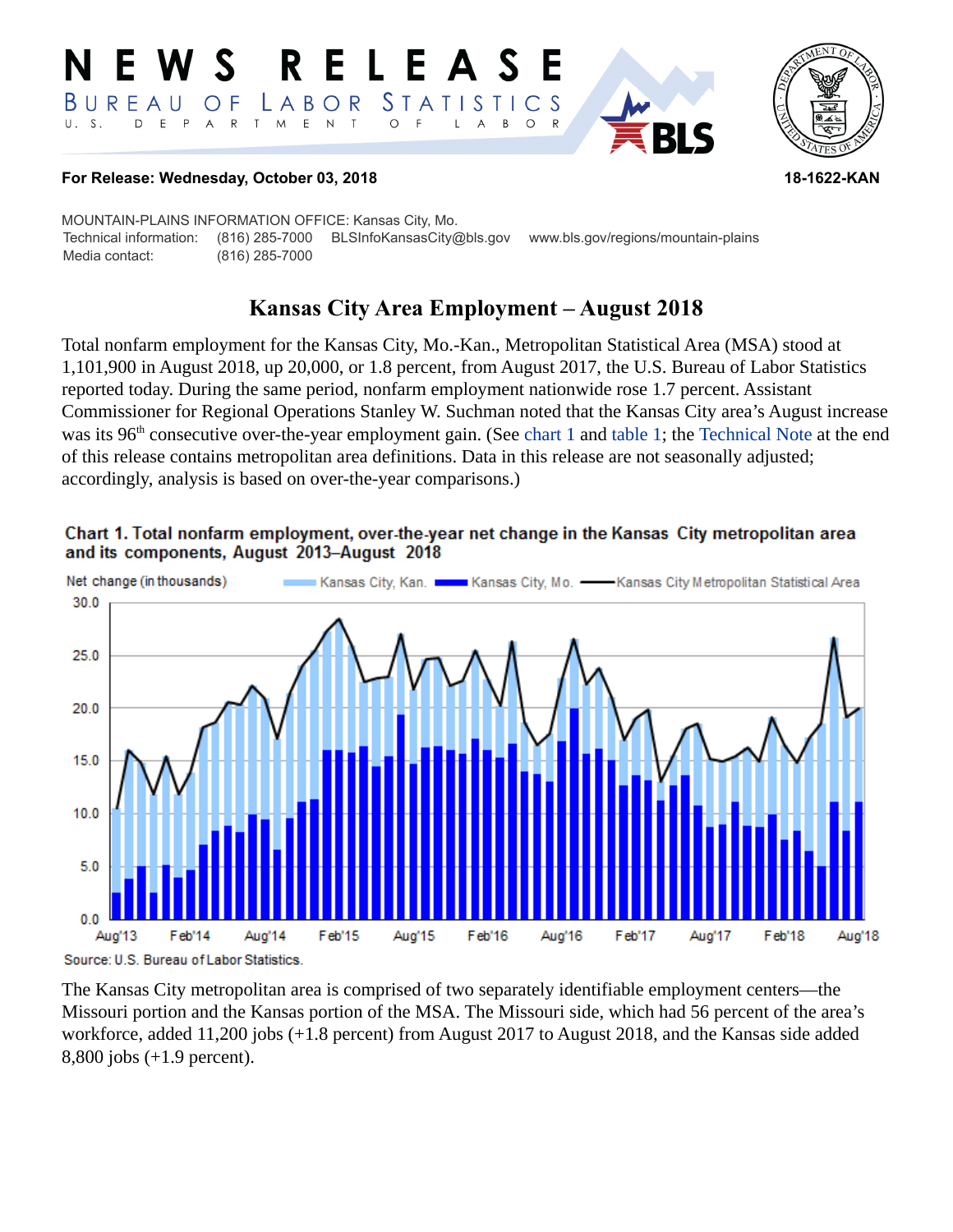# NEWS RELEASE

BUREAU OF LABOR STATISTICS
U. S. DEPARTMENT OF LABOR

**For Release: Wednesday, October 03, 2018** **18-1622-KAN**

MOUNTAIN-PLAINS INFORMATION OFFICE: Kansas City, Mo.
Technical information: (816) 285-7000 BLSInfoKansasCity@bls.gov www.bls.gov/regions/mountain-plains
Media contact: (816) 285-7000

## Kansas City Area Employment – August 2018

Total nonfarm employment for the Kansas City, Mo.-Kan., Metropolitan Statistical Area (MSA) stood at 1,101,900 in August 2018, up 20,000, or 1.8 percent, from August 2017, the U.S. Bureau of Labor Statistics reported today. During the same period, nonfarm employment nationwide rose 1.7 percent. Assistant Commissioner for Regional Operations Stanley W. Suchman noted that the Kansas City area's August increase was its 96th consecutive over-the-year employment gain. (See chart 1 and table 1; the Technical Note at the end of this release contains metropolitan area definitions. Data in this release are not seasonally adjusted; accordingly, analysis is based on over-the-year comparisons.)

**Chart 1. Total nonfarm employment, over-the-year net change in the Kansas City metropolitan area and its components, August 2013–August 2018**

Net change (in thousands)
Kansas City, Kan. Kansas City, Mo. Kansas City Metropolitan Statistical Area
30.0
25.0
20.0
15.0
10.0
5.0
0.0
Aug'13 Feb'14 Aug'14 Feb'15 Aug'15 Feb'16 Aug'16 Feb'17 Aug'17 Feb'18 Aug'18

Source: U.S. Bureau of Labor Statistics.

The Kansas City metropolitan area is comprised of two separately identifiable employment centers—the Missouri portion and the Kansas portion of the MSA. The Missouri side, which had 56 percent of the area's workforce, added 11,200 jobs (+1.8 percent) from August 2017 to August 2018, and the Kansas side added 8,800 jobs (+1.9 percent).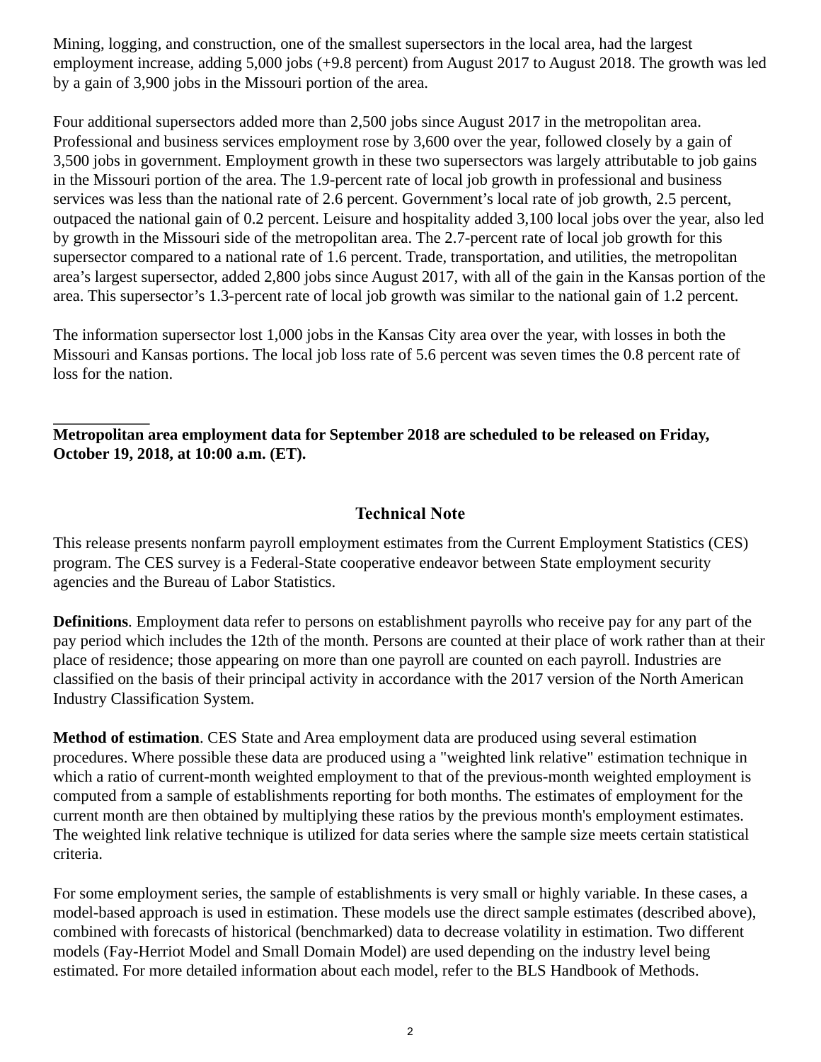Mining, logging, and construction, one of the smallest supersectors in the local area, had the largest employment increase, adding 5,000 jobs (+9.8 percent) from August 2017 to August 2018. The growth was led by a gain of 3,900 jobs in the Missouri portion of the area.

Four additional supersectors added more than 2,500 jobs since August 2017 in the metropolitan area. Professional and business services employment rose by 3,600 over the year, followed closely by a gain of 3,500 jobs in government. Employment growth in these two supersectors was largely attributable to job gains in the Missouri portion of the area. The 1.9-percent rate of local job growth in professional and business services was less than the national rate of 2.6 percent. Government's local rate of job growth, 2.5 percent, outpaced the national gain of 0.2 percent. Leisure and hospitality added 3,100 local jobs over the year, also led by growth in the Missouri side of the metropolitan area. The 2.7-percent rate of local job growth for this supersector compared to a national rate of 1.6 percent. Trade, transportation, and utilities, the metropolitan area's largest supersector, added 2,800 jobs since August 2017, with all of the gain in the Kansas portion of the area. This supersector's 1.3-percent rate of local job growth was similar to the national gain of 1.2 percent.

The information supersector lost 1,000 jobs in the Kansas City area over the year, with losses in both the Missouri and Kansas portions. The local job loss rate of 5.6 percent was seven times the 0.8 percent rate of loss for the nation.

___________

**Metropolitan area employment data for September 2018 are scheduled to be released on Friday, October 19, 2018, at 10:00 a.m. (ET).**

## Technical Note

This release presents nonfarm payroll employment estimates from the Current Employment Statistics (CES) program. The CES survey is a Federal-State cooperative endeavor between State employment security agencies and the Bureau of Labor Statistics.

**Definitions**. Employment data refer to persons on establishment payrolls who receive pay for any part of the pay period which includes the 12th of the month. Persons are counted at their place of work rather than at their place of residence; those appearing on more than one payroll are counted on each payroll. Industries are classified on the basis of their principal activity in accordance with the 2017 version of the North American Industry Classification System.

**Method of estimation**. CES State and Area employment data are produced using several estimation procedures. Where possible these data are produced using a "weighted link relative" estimation technique in which a ratio of current-month weighted employment to that of the previous-month weighted employment is computed from a sample of establishments reporting for both months. The estimates of employment for the current month are then obtained by multiplying these ratios by the previous month's employment estimates. The weighted link relative technique is utilized for data series where the sample size meets certain statistical criteria.

For some employment series, the sample of establishments is very small or highly variable. In these cases, a model-based approach is used in estimation. These models use the direct sample estimates (described above), combined with forecasts of historical (benchmarked) data to decrease volatility in estimation. Two different models (Fay-Herriot Model and Small Domain Model) are used depending on the industry level being estimated. For more detailed information about each model, refer to the BLS Handbook of Methods.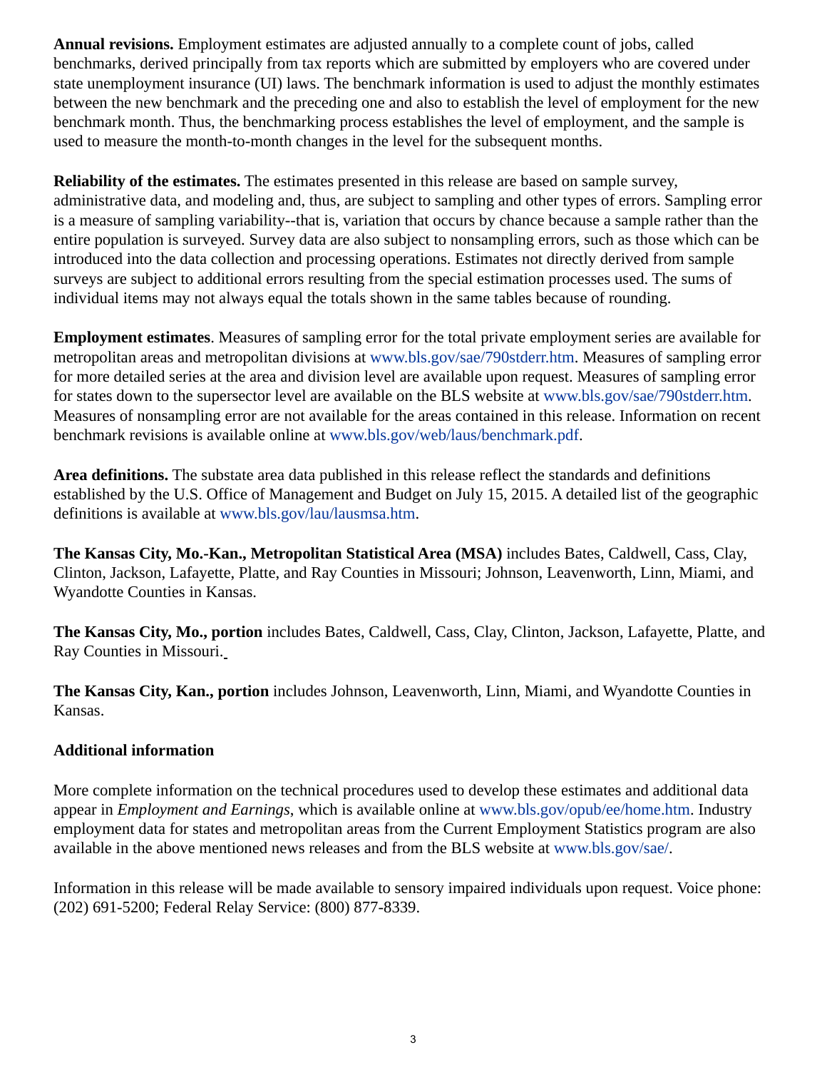**Annual revisions.** Employment estimates are adjusted annually to a complete count of jobs, called benchmarks, derived principally from tax reports which are submitted by employers who are covered under state unemployment insurance (UI) laws. The benchmark information is used to adjust the monthly estimates between the new benchmark and the preceding one and also to establish the level of employment for the new benchmark month. Thus, the benchmarking process establishes the level of employment, and the sample is used to measure the month-to-month changes in the level for the subsequent months.

**Reliability of the estimates.** The estimates presented in this release are based on sample survey, administrative data, and modeling and, thus, are subject to sampling and other types of errors. Sampling error is a measure of sampling variability--that is, variation that occurs by chance because a sample rather than the entire population is surveyed. Survey data are also subject to nonsampling errors, such as those which can be introduced into the data collection and processing operations. Estimates not directly derived from sample surveys are subject to additional errors resulting from the special estimation processes used. The sums of individual items may not always equal the totals shown in the same tables because of rounding.

**Employment estimates**. Measures of sampling error for the total private employment series are available for metropolitan areas and metropolitan divisions at www.bls.gov/sae/790stderr.htm. Measures of sampling error for more detailed series at the area and division level are available upon request. Measures of sampling error for states down to the supersector level are available on the BLS website at www.bls.gov/sae/790stderr.htm. Measures of nonsampling error are not available for the areas contained in this release. Information on recent benchmark revisions is available online at www.bls.gov/web/laus/benchmark.pdf.

**Area definitions.** The substate area data published in this release reflect the standards and definitions established by the U.S. Office of Management and Budget on July 15, 2015. A detailed list of the geographic definitions is available at www.bls.gov/lau/lausmsa.htm.

**The Kansas City, Mo.-Kan., Metropolitan Statistical Area (MSA)** includes Bates, Caldwell, Cass, Clay, Clinton, Jackson, Lafayette, Platte, and Ray Counties in Missouri; Johnson, Leavenworth, Linn, Miami, and Wyandotte Counties in Kansas.

**The Kansas City, Mo., portion** includes Bates, Caldwell, Cass, Clay, Clinton, Jackson, Lafayette, Platte, and Ray Counties in Missouri.

**The Kansas City, Kan., portion** includes Johnson, Leavenworth, Linn, Miami, and Wyandotte Counties in Kansas.

**Additional information**

More complete information on the technical procedures used to develop these estimates and additional data appear in *Employment and Earnings*, which is available online at www.bls.gov/opub/ee/home.htm. Industry employment data for states and metropolitan areas from the Current Employment Statistics program are also available in the above mentioned news releases and from the BLS website at www.bls.gov/sae/.

Information in this release will be made available to sensory impaired individuals upon request. Voice phone: (202) 691-5200; Federal Relay Service: (800) 877-8339.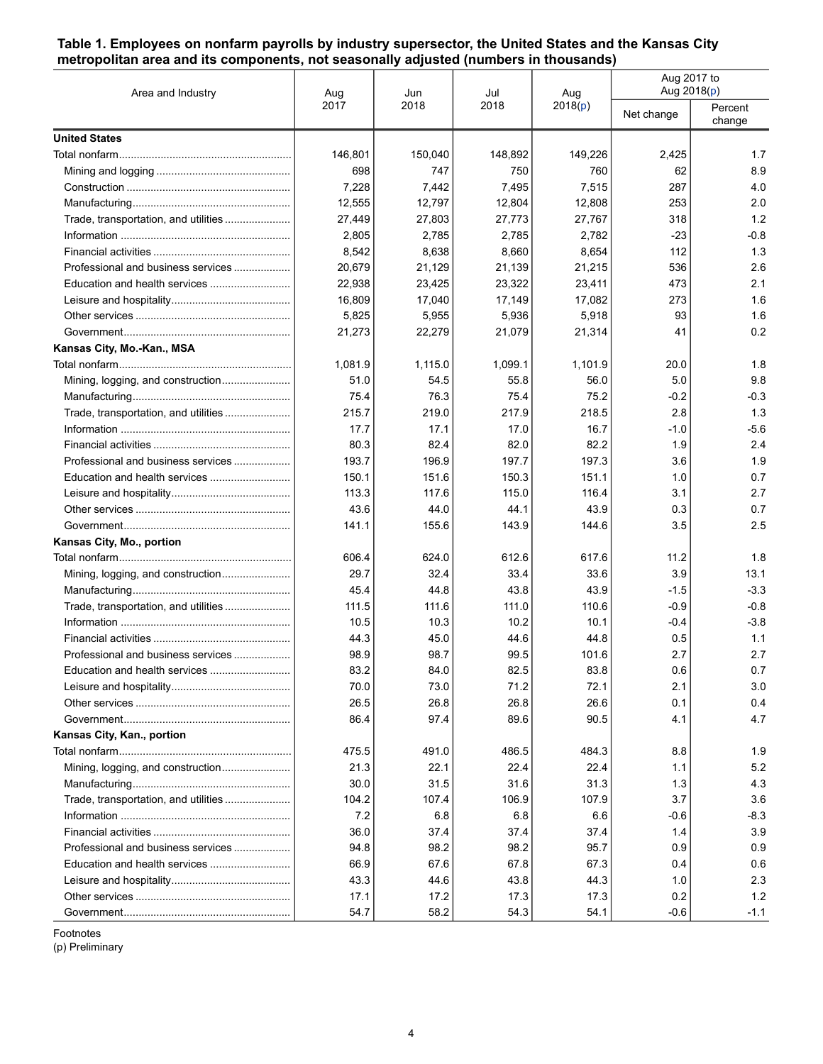**Table 1. Employees on nonfarm payrolls by industry supersector, the United States and the Kansas City metropolitan area and its components, not seasonally adjusted (numbers in thousands)**

| Area and Industry | Aug 2017 | Jun 2018 | Jul 2018 | Aug 2018(p) | Aug 2017 to Aug 2018(p) | |
|---|---|---|---|---|---|---|
| | | | | | Net change | Percent change |
| **United States** | | | | | | |
| Total nonfarm | 146,801 | 150,040 | 148,892 | 149,226 | 2,425 | 1.7 |
| Mining and logging | 698 | 747 | 750 | 760 | 62 | 8.9 |
| Construction | 7,228 | 7,442 | 7,495 | 7,515 | 287 | 4.0 |
| Manufacturing | 12,555 | 12,797 | 12,804 | 12,808 | 253 | 2.0 |
| Trade, transportation, and utilities | 27,449 | 27,803 | 27,773 | 27,767 | 318 | 1.2 |
| Information | 2,805 | 2,785 | 2,785 | 2,782 | -23 | -0.8 |
| Financial activities | 8,542 | 8,638 | 8,660 | 8,654 | 112 | 1.3 |
| Professional and business services | 20,679 | 21,129 | 21,139 | 21,215 | 536 | 2.6 |
| Education and health services | 22,938 | 23,425 | 23,322 | 23,411 | 473 | 2.1 |
| Leisure and hospitality | 16,809 | 17,040 | 17,149 | 17,082 | 273 | 1.6 |
| Other services | 5,825 | 5,955 | 5,936 | 5,918 | 93 | 1.6 |
| Government | 21,273 | 22,279 | 21,079 | 21,314 | 41 | 0.2 |
| **Kansas City, Mo.-Kan., MSA** | | | | | | |
| Total nonfarm | 1,081.9 | 1,115.0 | 1,099.1 | 1,101.9 | 20.0 | 1.8 |
| Mining, logging, and construction | 51.0 | 54.5 | 55.8 | 56.0 | 5.0 | 9.8 |
| Manufacturing | 75.4 | 76.3 | 75.4 | 75.2 | -0.2 | -0.3 |
| Trade, transportation, and utilities | 215.7 | 219.0 | 217.9 | 218.5 | 2.8 | 1.3 |
| Information | 17.7 | 17.1 | 17.0 | 16.7 | -1.0 | -5.6 |
| Financial activities | 80.3 | 82.4 | 82.0 | 82.2 | 1.9 | 2.4 |
| Professional and business services | 193.7 | 196.9 | 197.7 | 197.3 | 3.6 | 1.9 |
| Education and health services | 150.1 | 151.6 | 150.3 | 151.1 | 1.0 | 0.7 |
| Leisure and hospitality | 113.3 | 117.6 | 115.0 | 116.4 | 3.1 | 2.7 |
| Other services | 43.6 | 44.0 | 44.1 | 43.9 | 0.3 | 0.7 |
| Government | 141.1 | 155.6 | 143.9 | 144.6 | 3.5 | 2.5 |
| **Kansas City, Mo., portion** | | | | | | |
| Total nonfarm | 606.4 | 624.0 | 612.6 | 617.6 | 11.2 | 1.8 |
| Mining, logging, and construction | 29.7 | 32.4 | 33.4 | 33.6 | 3.9 | 13.1 |
| Manufacturing | 45.4 | 44.8 | 43.8 | 43.9 | -1.5 | -3.3 |
| Trade, transportation, and utilities | 111.5 | 111.6 | 111.0 | 110.6 | -0.9 | -0.8 |
| Information | 10.5 | 10.3 | 10.2 | 10.1 | -0.4 | -3.8 |
| Financial activities | 44.3 | 45.0 | 44.6 | 44.8 | 0.5 | 1.1 |
| Professional and business services | 98.9 | 98.7 | 99.5 | 101.6 | 2.7 | 2.7 |
| Education and health services | 83.2 | 84.0 | 82.5 | 83.8 | 0.6 | 0.7 |
| Leisure and hospitality | 70.0 | 73.0 | 71.2 | 72.1 | 2.1 | 3.0 |
| Other services | 26.5 | 26.8 | 26.8 | 26.6 | 0.1 | 0.4 |
| Government | 86.4 | 97.4 | 89.6 | 90.5 | 4.1 | 4.7 |
| **Kansas City, Kan., portion** | | | | | | |
| Total nonfarm | 475.5 | 491.0 | 486.5 | 484.3 | 8.8 | 1.9 |
| Mining, logging, and construction | 21.3 | 22.1 | 22.4 | 22.4 | 1.1 | 5.2 |
| Manufacturing | 30.0 | 31.5 | 31.6 | 31.3 | 1.3 | 4.3 |
| Trade, transportation, and utilities | 104.2 | 107.4 | 106.9 | 107.9 | 3.7 | 3.6 |
| Information | 7.2 | 6.8 | 6.8 | 6.6 | -0.6 | -8.3 |
| Financial activities | 36.0 | 37.4 | 37.4 | 37.4 | 1.4 | 3.9 |
| Professional and business services | 94.8 | 98.2 | 98.2 | 95.7 | 0.9 | 0.9 |
| Education and health services | 66.9 | 67.6 | 67.8 | 67.3 | 0.4 | 0.6 |
| Leisure and hospitality | 43.3 | 44.6 | 43.8 | 44.3 | 1.0 | 2.3 |
| Other services | 17.1 | 17.2 | 17.3 | 17.3 | 0.2 | 1.2 |
| Government | 54.7 | 58.2 | 54.3 | 54.1 | -0.6 | -1.1 |

Footnotes
(p) Preliminary